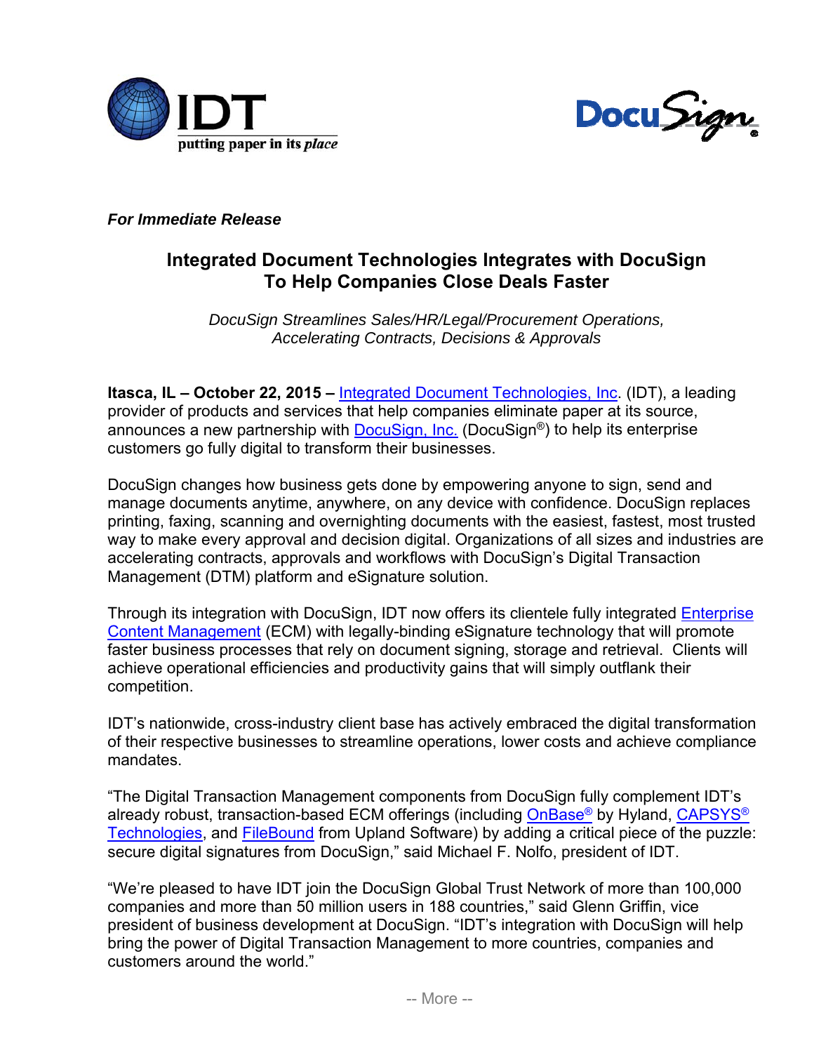IDT
putting paper in its *place*

DocuSign

***For Immediate Release***

## Integrated Document Technologies Integrates with DocuSign To Help Companies Close Deals Faster

*DocuSign Streamlines Sales/HR/Legal/Procurement Operations, Accelerating Contracts, Decisions & Approvals*

**Itasca, IL – October 22, 2015 –** Integrated Document Technologies, Inc. (IDT), a leading provider of products and services that help companies eliminate paper at its source, announces a new partnership with DocuSign, Inc. (DocuSign®) to help its enterprise customers go fully digital to transform their businesses.

DocuSign changes how business gets done by empowering anyone to sign, send and manage documents anytime, anywhere, on any device with confidence. DocuSign replaces printing, faxing, scanning and overnighting documents with the easiest, fastest, most trusted way to make every approval and decision digital. Organizations of all sizes and industries are accelerating contracts, approvals and workflows with DocuSign's Digital Transaction Management (DTM) platform and eSignature solution.

Through its integration with DocuSign, IDT now offers its clientele fully integrated Enterprise Content Management (ECM) with legally-binding eSignature technology that will promote faster business processes that rely on document signing, storage and retrieval. Clients will achieve operational efficiencies and productivity gains that will simply outflank their competition.

IDT's nationwide, cross-industry client base has actively embraced the digital transformation of their respective businesses to streamline operations, lower costs and achieve compliance mandates.

"The Digital Transaction Management components from DocuSign fully complement IDT's already robust, transaction-based ECM offerings (including OnBase® by Hyland, CAPSYS® Technologies, and FileBound from Upland Software) by adding a critical piece of the puzzle: secure digital signatures from DocuSign," said Michael F. Nolfo, president of IDT.

"We're pleased to have IDT join the DocuSign Global Trust Network of more than 100,000 companies and more than 50 million users in 188 countries," said Glenn Griffin, vice president of business development at DocuSign. "IDT's integration with DocuSign will help bring the power of Digital Transaction Management to more countries, companies and customers around the world."

-- More --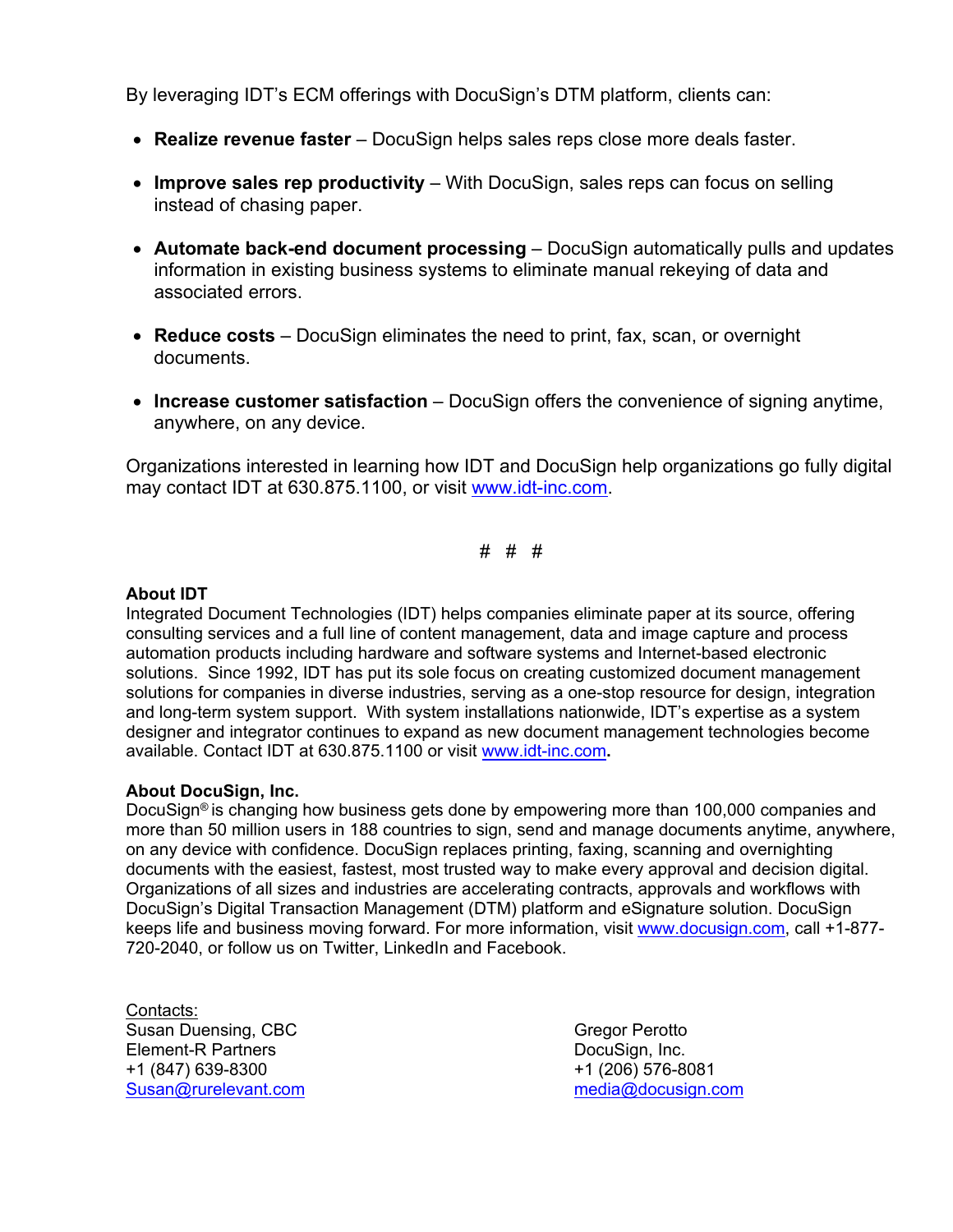By leveraging IDT's ECM offerings with DocuSign's DTM platform, clients can:

- **Realize revenue faster** – DocuSign helps sales reps close more deals faster.
- **Improve sales rep productivity** – With DocuSign, sales reps can focus on selling instead of chasing paper.
- **Automate back-end document processing** – DocuSign automatically pulls and updates information in existing business systems to eliminate manual rekeying of data and associated errors.
- **Reduce costs** – DocuSign eliminates the need to print, fax, scan, or overnight documents.
- **Increase customer satisfaction** – DocuSign offers the convenience of signing anytime, anywhere, on any device.

Organizations interested in learning how IDT and DocuSign help organizations go fully digital may contact IDT at 630.875.1100, or visit www.idt-inc.com.

# # #

**About IDT**
Integrated Document Technologies (IDT) helps companies eliminate paper at its source, offering consulting services and a full line of content management, data and image capture and process automation products including hardware and software systems and Internet-based electronic solutions. Since 1992, IDT has put its sole focus on creating customized document management solutions for companies in diverse industries, serving as a one-stop resource for design, integration and long-term system support. With system installations nationwide, IDT's expertise as a system designer and integrator continues to expand as new document management technologies become available. Contact IDT at 630.875.1100 or visit www.idt-inc.com.

**About DocuSign, Inc.**
DocuSign® is changing how business gets done by empowering more than 100,000 companies and more than 50 million users in 188 countries to sign, send and manage documents anytime, anywhere, on any device with confidence. DocuSign replaces printing, faxing, scanning and overnighting documents with the easiest, fastest, most trusted way to make every approval and decision digital. Organizations of all sizes and industries are accelerating contracts, approvals and workflows with DocuSign's Digital Transaction Management (DTM) platform and eSignature solution. DocuSign keeps life and business moving forward. For more information, visit www.docusign.com, call +1-877-720-2040, or follow us on Twitter, LinkedIn and Facebook.

Contacts:

Susan Duensing, CBC
Element-R Partners
+1 (847) 639-8300
Susan@rurelevant.com

Gregor Perotto
DocuSign, Inc.
+1 (206) 576-8081
media@docusign.com